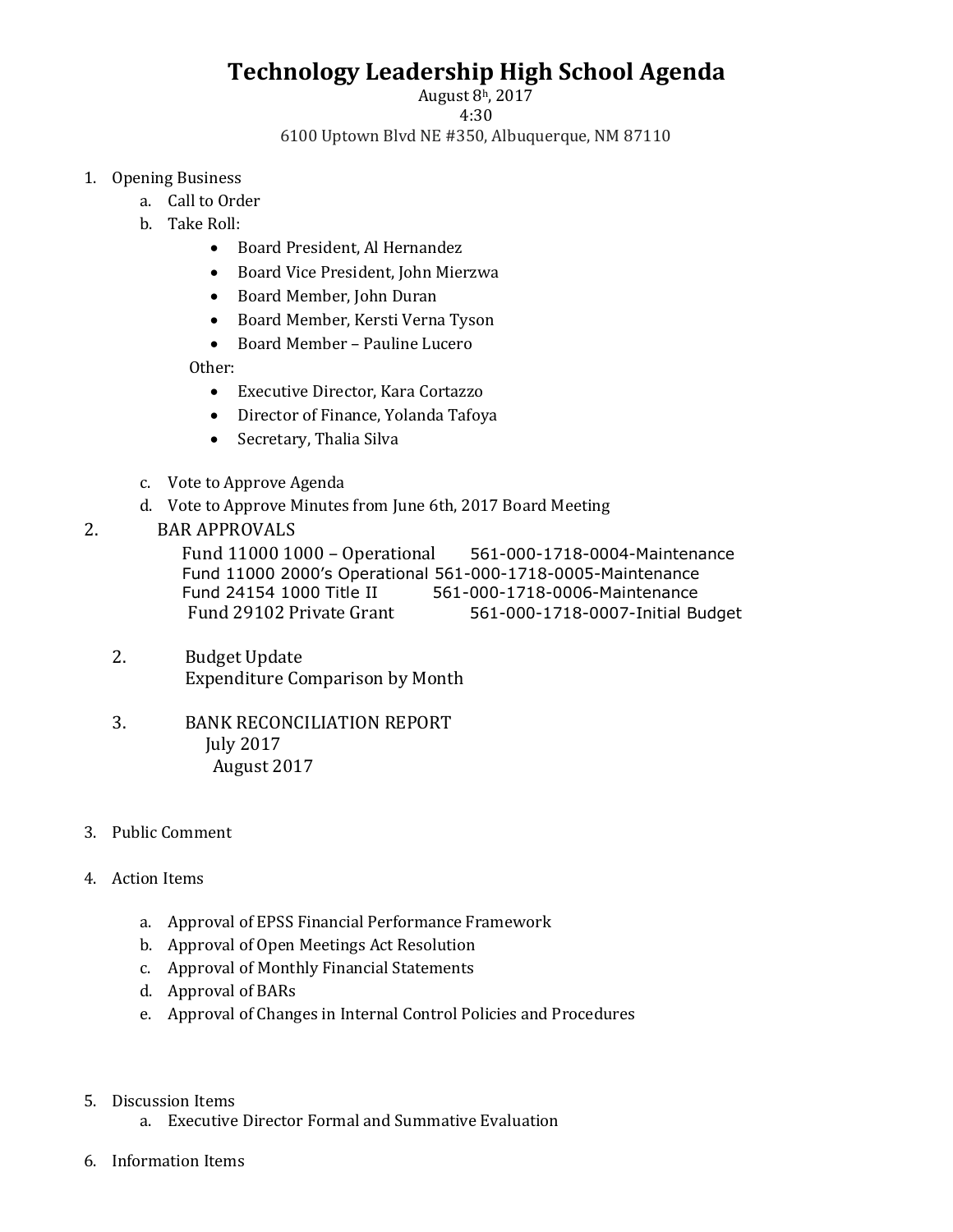# Technology Leadership High School Agenda

August 8h, 2017
4:30
6100 Uptown Blvd NE #350, Albuquerque, NM 87110

1. Opening Business
   a. Call to Order
   b. Take Roll:
      - Board President, Al Hernandez
      - Board Vice President, John Mierzwa
      - Board Member, John Duran
      - Board Member, Kersti Verna Tyson
      - Board Member – Pauline Lucero

      Other:
      - Executive Director, Kara Cortazzo
      - Director of Finance, Yolanda Tafoya
      - Secretary, Thalia Silva

   c. Vote to Approve Agenda
   d. Vote to Approve Minutes from June 6th, 2017 Board Meeting

2. BAR APPROVALS
   Fund 11000 1000 – Operational 561-000-1718-0004-Maintenance
   Fund 11000 2000's Operational 561-000-1718-0005-Maintenance
   Fund 24154 1000 Title II 561-000-1718-0006-Maintenance
   Fund 29102 Private Grant 561-000-1718-0007-Initial Budget

   2. Budget Update
      Expenditure Comparison by Month

   3. BANK RECONCILIATION REPORT
      July 2017
      August 2017

3. Public Comment

4. Action Items
   a. Approval of EPSS Financial Performance Framework
   b. Approval of Open Meetings Act Resolution
   c. Approval of Monthly Financial Statements
   d. Approval of BARs
   e. Approval of Changes in Internal Control Policies and Procedures

5. Discussion Items
   a. Executive Director Formal and Summative Evaluation

6. Information Items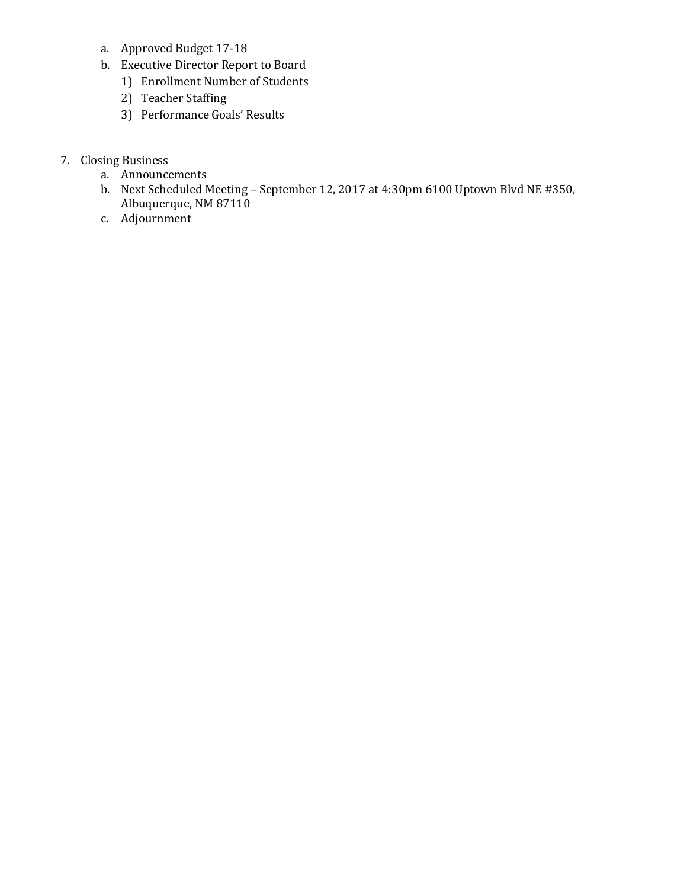a. Approved Budget 17-18
   b. Executive Director Report to Board
      1) Enrollment Number of Students
      2) Teacher Staffing
      3) Performance Goals' Results

7. Closing Business
   a. Announcements
   b. Next Scheduled Meeting – September 12, 2017 at 4:30pm 6100 Uptown Blvd NE #350, Albuquerque, NM 87110
   c. Adjournment